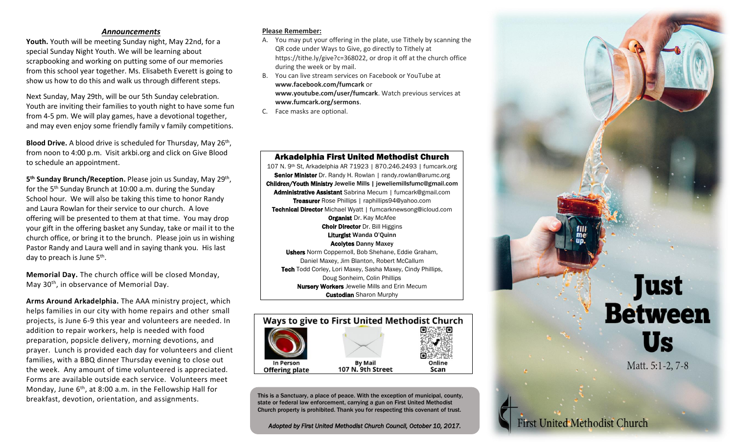## *Announcements*

**Youth.** Youth will be meeting Sunday night, May 22nd, for a special Sunday Night Youth. We will be learning about scrapbooking and working on putting some of our memories from this school year together. Ms. Elisabeth Everett is going to show us how to do this and walk us through different steps.

Next Sunday, May 29th, will be our 5th Sunday celebration. Youth are inviting their families to youth night to have some fun from 4-5 pm. We will play games, have a devotional together, and may even enjoy some friendly family v family competitions.

**Blood Drive.** A blood drive is scheduled for Thursday, May 26th, from noon to 4:00 p.m. Visit arkbi.org and click on Give Blood to schedule an appointment.

**5th Sunday Brunch/Reception.** Please join us Sunday, May 29th, for the 5th Sunday Brunch at 10:00 a.m. during the Sunday School hour. We will also be taking this time to honor Randy and Laura Rowlan for their service to our church. A love offering will be presented to them at that time. You may drop your gift in the offering basket any Sunday, take or mail it to the church office, or bring it to the brunch. Please join us in wishing Pastor Randy and Laura well and in saying thank you. His last day to preach is June 5th.

**Memorial Day.** The church office will be closed Monday, May 30th, in observance of Memorial Day.

**Arms Around Arkadelphia.** The AAA ministry project, which helps families in our city with home repairs and other small projects, is June 6-9 this year and volunteers are needed. In addition to repair workers, help is needed with food preparation, popsicle delivery, morning devotions, and prayer. Lunch is provided each day for volunteers and client families, with a BBQ dinner Thursday evening to close out the week. Any amount of time volunteered is appreciated. Forms are available outside each service. Volunteers meet Monday, June 6th, at 8:00 a.m. in the Fellowship Hall for breakfast, devotion, orientation, and assignments.

**Please Remember:**

A. You may put your offering in the plate, use Tithely by scanning the QR code under Ways to Give, go directly to Tithely at https://tithe.ly/give?c=368022, or drop it off at the church office during the week or by mail.

B. You can live stream services on Facebook or YouTube at **www.facebook.com/fumcark** or **www.youtube.com/user/fumcark**. Watch previous services at **www.fumcark.org/sermons**.

C. Face masks are optional.

### Arkadelphia First United Methodist Church

107 N. 9th St, Arkadelphia AR 71923 | 870.246.2493 | fumcark.org

**Senior Minister** Dr. Randy H. Rowlan | randy.rowlan@arumc.org

**Children/Youth Ministry** Jewelie Mills | jeweliemillsfumc@gmail.com

**Administrative Assistant** Sabrina Mecum | fumcark@gmail.com

**Treasurer** Rose Phillips | raphillips94@yahoo.com

**Technical Director** Michael Wyatt | fumcarknewsong@icloud.com

**Organist** Dr. Kay McAfee

**Choir Director** Dr. Bill Higgins

**Liturgist** Wanda O'Quinn

**Acolytes** Danny Maxey

**Ushers** Norm Coppernoll, Bob Shehane, Eddie Graham, Daniel Maxey, Jim Blanton, Robert McCallum

**Tech** Todd Corley, Lori Maxey, Sasha Maxey, Cindy Phillips, Doug Sonheim, Colin Phillips

**Nursery Workers** Jewelie Mills and Erin Mecum

**Custodian** Sharon Murphy

### Ways to give to First United Methodist Church

| In Person | By Mail | Online |
|---|---|---|
| Offering plate | 107 N. 9th Street | Scan |

**This is a Sanctuary, a place of peace. With the exception of municipal, county, state or federal law enforcement, carrying a gun on First United Methodist Church property is prohibited. Thank you for respecting this covenant of trust.**

***Adopted by First United Methodist Church Council, October 10, 2017.***

# Just Between Us

Matt. 5:1-2, 7-8

First United Methodist Church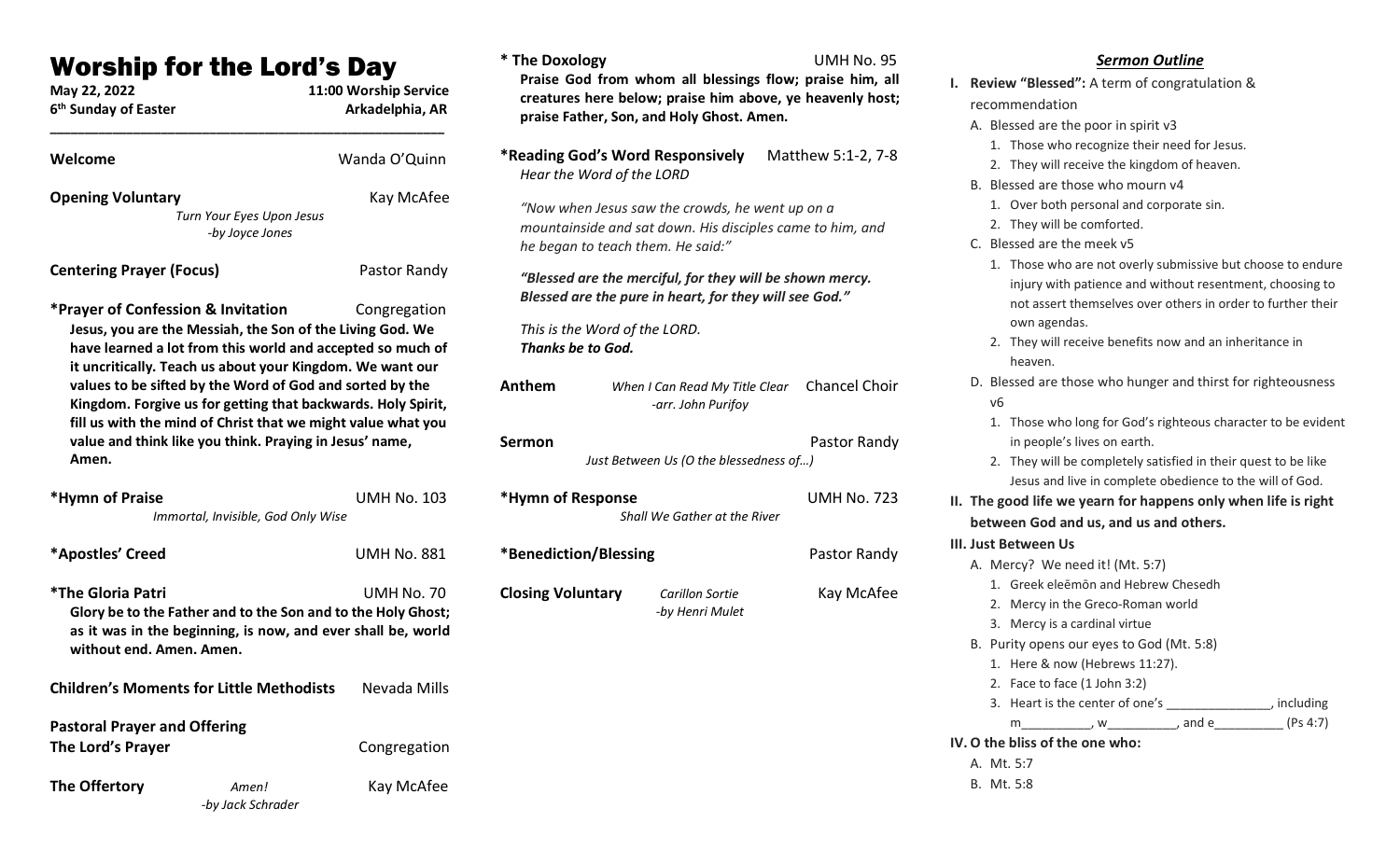# Worship for the Lord's Day

**May 22, 2022** — **11:00 Worship Service**
**6th Sunday of Easter** — **Arkadelphia, AR**

---

**Welcome** — Wanda O'Quinn

**Opening Voluntary** — Kay McAfee
*Turn Your Eyes Upon Jesus*
*-by Joyce Jones*

**Centering Prayer (Focus)** — Pastor Randy

**\*Prayer of Confession & Invitation** — Congregation
**Jesus, you are the Messiah, the Son of the Living God. We have learned a lot from this world and accepted so much of it uncritically. Teach us about your Kingdom. We want our values to be sifted by the Word of God and sorted by the Kingdom. Forgive us for getting that backwards. Holy Spirit, fill us with the mind of Christ that we might value what you value and think like you think. Praying in Jesus' name, Amen.**

**\*Hymn of Praise** — UMH No. 103
*Immortal, Invisible, God Only Wise*

**\*Apostles' Creed** — UMH No. 881

**\*The Gloria Patri** — UMH No. 70
**Glory be to the Father and to the Son and to the Holy Ghost; as it was in the beginning, is now, and ever shall be, world without end. Amen. Amen.**

**Children's Moments for Little Methodists** — Nevada Mills

**Pastoral Prayer and Offering**
**The Lord's Prayer** — Congregation

**The Offertory** — *Amen!* *-by Jack Schrader* — Kay McAfee

**\* The Doxology** — UMH No. 95
**Praise God from whom all blessings flow; praise him, all creatures here below; praise him above, ye heavenly host; praise Father, Son, and Holy Ghost. Amen.**

**\*Reading God's Word Responsively** — Matthew 5:1-2, 7-8
*Hear the Word of the LORD*

*"Now when Jesus saw the crowds, he went up on a mountainside and sat down. His disciples came to him, and he began to teach them. He said:"*

***"Blessed are the merciful, for they will be shown mercy. Blessed are the pure in heart, for they will see God."***

*This is the Word of the LORD.*
***Thanks be to God.***

**Anthem** — *When I Can Read My Title Clear* *-arr. John Purifoy* — Chancel Choir

**Sermon** — Pastor Randy
*Just Between Us (O the blessedness of…)*

**\*Hymn of Response** — UMH No. 723
*Shall We Gather at the River*

**\*Benediction/Blessing** — Pastor Randy

**Closing Voluntary** — *Carillon Sortie* *-by Henri Mulet* — Kay McAfee

## *Sermon Outline*

I. **Review "Blessed":** A term of congratulation & recommendation
   A. Blessed are the poor in spirit v3
      1. Those who recognize their need for Jesus.
      2. They will receive the kingdom of heaven.
   B. Blessed are those who mourn v4
      1. Over both personal and corporate sin.
      2. They will be comforted.
   C. Blessed are the meek v5
      1. Those who are not overly submissive but choose to endure injury with patience and without resentment, choosing to not assert themselves over others in order to further their own agendas.
      2. They will receive benefits now and an inheritance in heaven.
   D. Blessed are those who hunger and thirst for righteousness v6
      1. Those who long for God's righteous character to be evident in people's lives on earth.
      2. They will be completely satisfied in their quest to be like Jesus and live in complete obedience to the will of God.

II. **The good life we yearn for happens only when life is right between God and us, and us and others.**

III. **Just Between Us**
   A. Mercy? We need it! (Mt. 5:7)
      1. Greek eleēmōn and Hebrew Chesedh
      2. Mercy in the Greco-Roman world
      3. Mercy is a cardinal virtue
   B. Purity opens our eyes to God (Mt. 5:8)
      1. Here & now (Hebrews 11:27).
      2. Face to face (1 John 3:2)
      3. Heart is the center of one's _______________, including m__________, w__________, and e__________ (Ps 4:7)

IV. **O the bliss of the one who:**
   A. Mt. 5:7
   B. Mt. 5:8